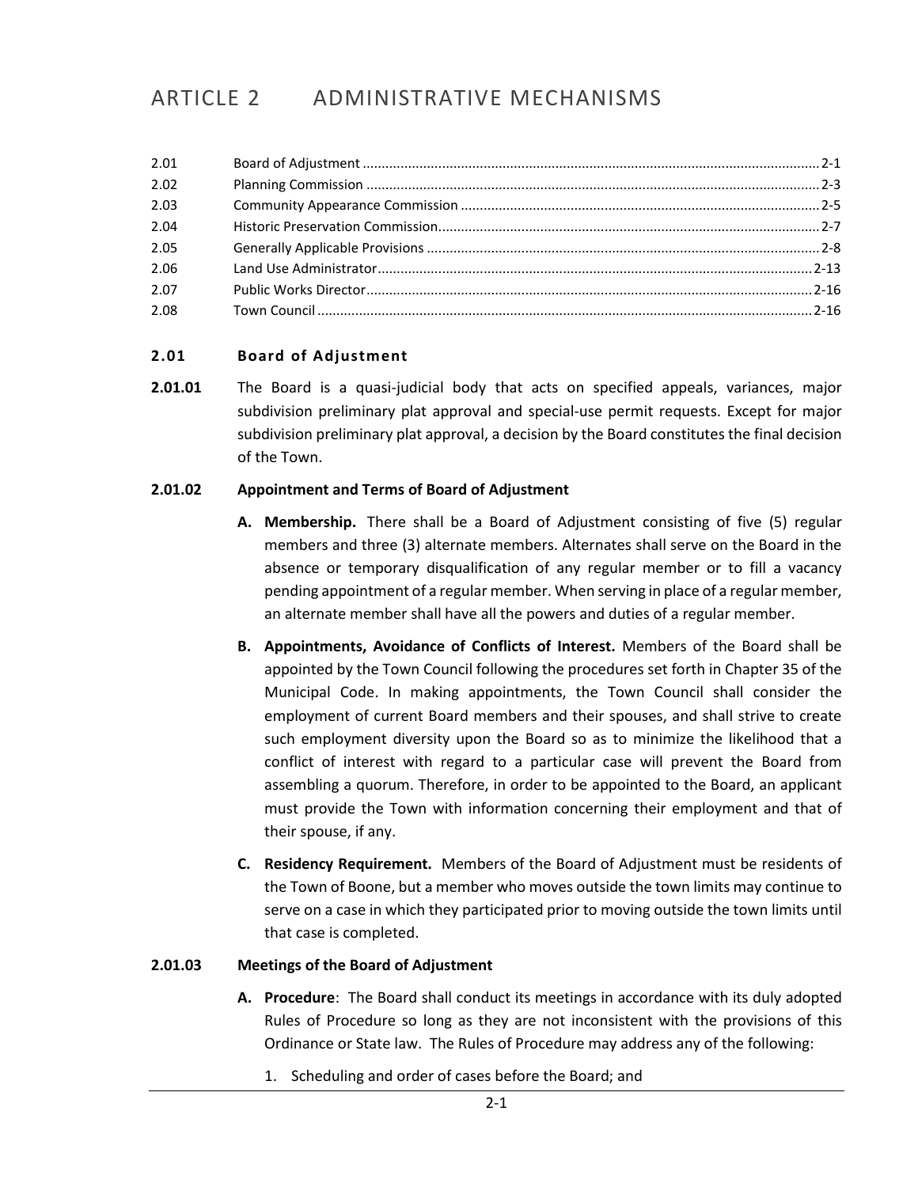# ARTICLE 2 ADMINISTRATIVE MECHANISMS

| | | |
|---|---|---|
| 2.01 | Board of Adjustment | 2-1 |
| 2.02 | Planning Commission | 2-3 |
| 2.03 | Community Appearance Commission | 2-5 |
| 2.04 | Historic Preservation Commission | 2-7 |
| 2.05 | Generally Applicable Provisions | 2-8 |
| 2.06 | Land Use Administrator | 2-13 |
| 2.07 | Public Works Director | 2-16 |
| 2.08 | Town Council | 2-16 |

## 2.01 Board of Adjustment

**2.01.01** The Board is a quasi-judicial body that acts on specified appeals, variances, major subdivision preliminary plat approval and special-use permit requests. Except for major subdivision preliminary plat approval, a decision by the Board constitutes the final decision of the Town.

### 2.01.02 Appointment and Terms of Board of Adjustment

**A. Membership.** There shall be a Board of Adjustment consisting of five (5) regular members and three (3) alternate members. Alternates shall serve on the Board in the absence or temporary disqualification of any regular member or to fill a vacancy pending appointment of a regular member. When serving in place of a regular member, an alternate member shall have all the powers and duties of a regular member.

**B. Appointments, Avoidance of Conflicts of Interest.** Members of the Board shall be appointed by the Town Council following the procedures set forth in Chapter 35 of the Municipal Code. In making appointments, the Town Council shall consider the employment of current Board members and their spouses, and shall strive to create such employment diversity upon the Board so as to minimize the likelihood that a conflict of interest with regard to a particular case will prevent the Board from assembling a quorum. Therefore, in order to be appointed to the Board, an applicant must provide the Town with information concerning their employment and that of their spouse, if any.

**C. Residency Requirement.** Members of the Board of Adjustment must be residents of the Town of Boone, but a member who moves outside the town limits may continue to serve on a case in which they participated prior to moving outside the town limits until that case is completed.

### 2.01.03 Meetings of the Board of Adjustment

**A. Procedure**: The Board shall conduct its meetings in accordance with its duly adopted Rules of Procedure so long as they are not inconsistent with the provisions of this Ordinance or State law. The Rules of Procedure may address any of the following:

1. Scheduling and order of cases before the Board; and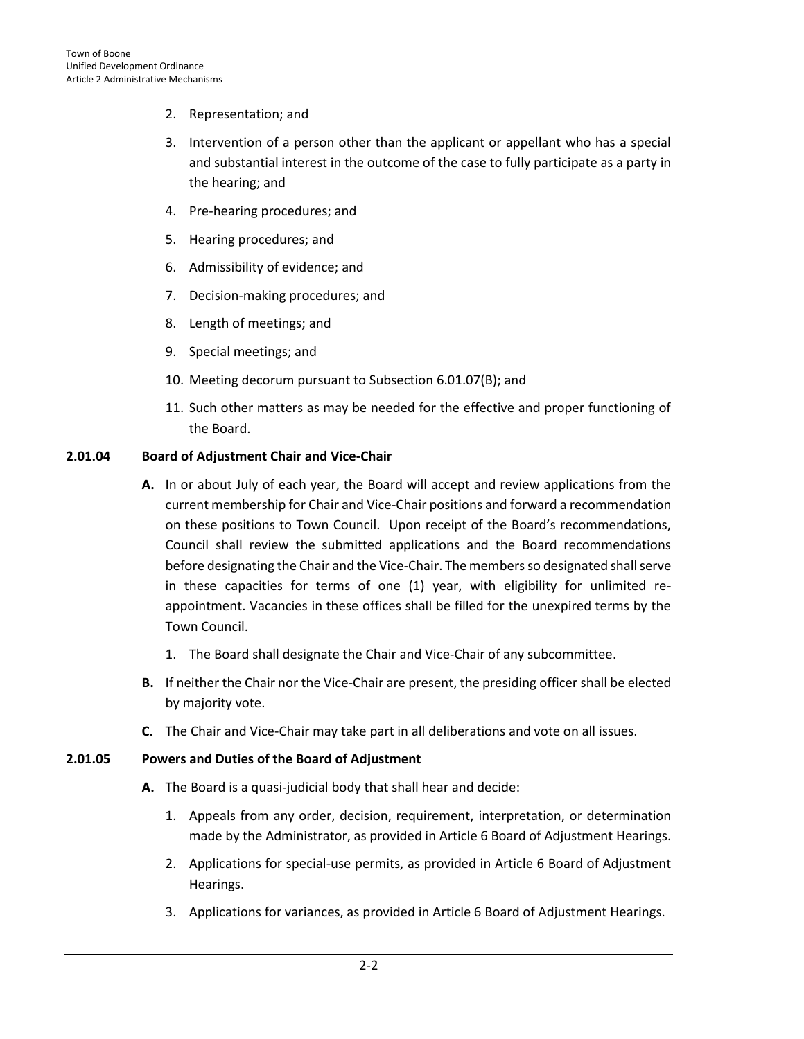2. Representation; and
3. Intervention of a person other than the applicant or appellant who has a special and substantial interest in the outcome of the case to fully participate as a party in the hearing; and
4. Pre-hearing procedures; and
5. Hearing procedures; and
6. Admissibility of evidence; and
7. Decision-making procedures; and
8. Length of meetings; and
9. Special meetings; and
10. Meeting decorum pursuant to Subsection 6.01.07(B); and
11. Such other matters as may be needed for the effective and proper functioning of the Board.

### 2.01.04 Board of Adjustment Chair and Vice-Chair

**A.** In or about July of each year, the Board will accept and review applications from the current membership for Chair and Vice-Chair positions and forward a recommendation on these positions to Town Council. Upon receipt of the Board's recommendations, Council shall review the submitted applications and the Board recommendations before designating the Chair and the Vice-Chair. The members so designated shall serve in these capacities for terms of one (1) year, with eligibility for unlimited re-appointment. Vacancies in these offices shall be filled for the unexpired terms by the Town Council.

1. The Board shall designate the Chair and Vice-Chair of any subcommittee.

**B.** If neither the Chair nor the Vice-Chair are present, the presiding officer shall be elected by majority vote.

**C.** The Chair and Vice-Chair may take part in all deliberations and vote on all issues.

### 2.01.05 Powers and Duties of the Board of Adjustment

**A.** The Board is a quasi-judicial body that shall hear and decide:

1. Appeals from any order, decision, requirement, interpretation, or determination made by the Administrator, as provided in Article 6 Board of Adjustment Hearings.
2. Applications for special-use permits, as provided in Article 6 Board of Adjustment Hearings.
3. Applications for variances, as provided in Article 6 Board of Adjustment Hearings.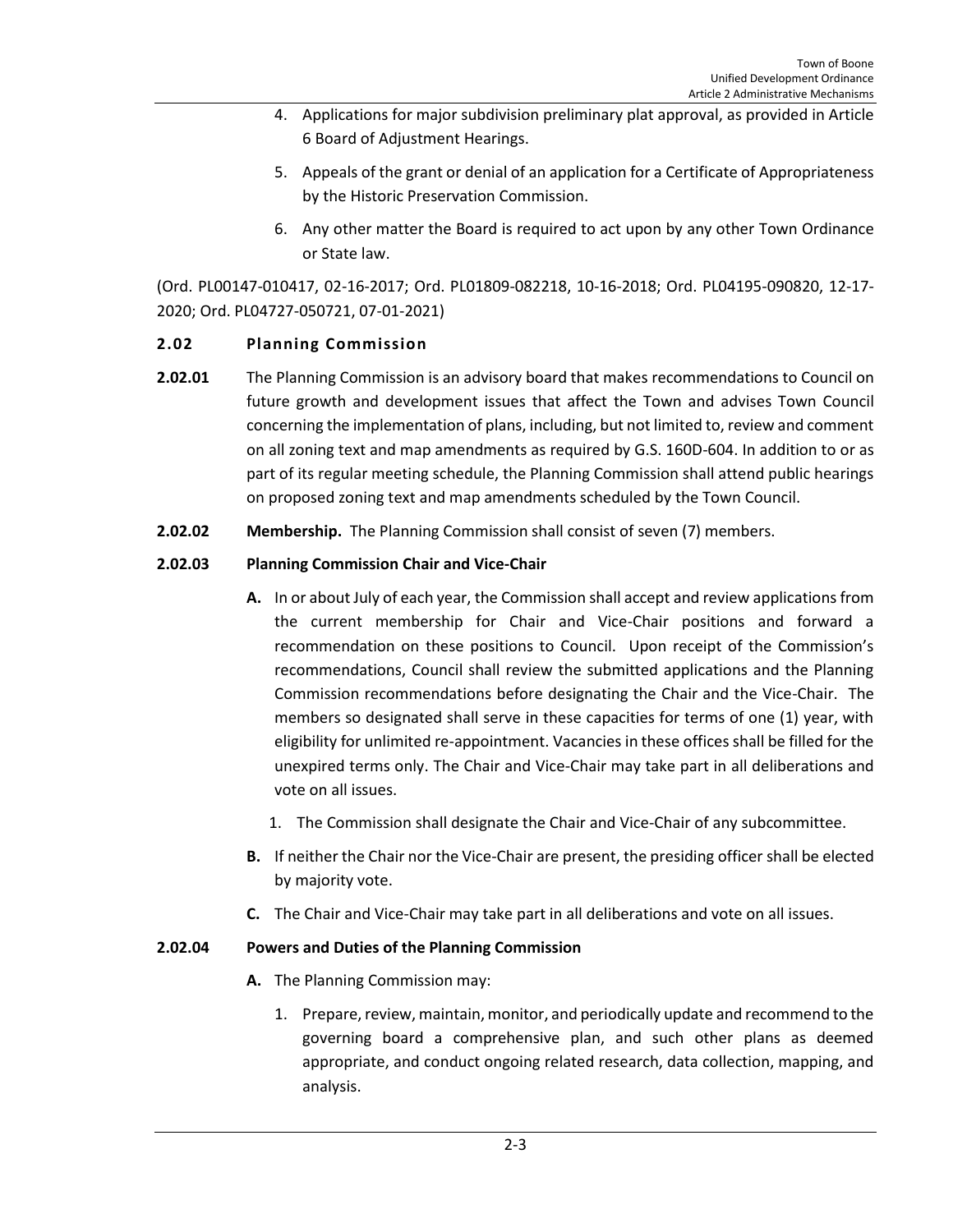4. Applications for major subdivision preliminary plat approval, as provided in Article 6 Board of Adjustment Hearings.

5. Appeals of the grant or denial of an application for a Certificate of Appropriateness by the Historic Preservation Commission.

6. Any other matter the Board is required to act upon by any other Town Ordinance or State law.

(Ord. PL00147-010417, 02-16-2017; Ord. PL01809-082218, 10-16-2018; Ord. PL04195-090820, 12-17-2020; Ord. PL04727-050721, 07-01-2021)

## 2.02 Planning Commission

**2.02.01** The Planning Commission is an advisory board that makes recommendations to Council on future growth and development issues that affect the Town and advises Town Council concerning the implementation of plans, including, but not limited to, review and comment on all zoning text and map amendments as required by G.S. 160D-604. In addition to or as part of its regular meeting schedule, the Planning Commission shall attend public hearings on proposed zoning text and map amendments scheduled by the Town Council.

**2.02.02** **Membership.** The Planning Commission shall consist of seven (7) members.

### 2.02.03 Planning Commission Chair and Vice-Chair

**A.** In or about July of each year, the Commission shall accept and review applications from the current membership for Chair and Vice-Chair positions and forward a recommendation on these positions to Council. Upon receipt of the Commission's recommendations, Council shall review the submitted applications and the Planning Commission recommendations before designating the Chair and the Vice-Chair. The members so designated shall serve in these capacities for terms of one (1) year, with eligibility for unlimited re-appointment. Vacancies in these offices shall be filled for the unexpired terms only. The Chair and Vice-Chair may take part in all deliberations and vote on all issues.

1. The Commission shall designate the Chair and Vice-Chair of any subcommittee.

**B.** If neither the Chair nor the Vice-Chair are present, the presiding officer shall be elected by majority vote.

**C.** The Chair and Vice-Chair may take part in all deliberations and vote on all issues.

### 2.02.04 Powers and Duties of the Planning Commission

**A.** The Planning Commission may:

1. Prepare, review, maintain, monitor, and periodically update and recommend to the governing board a comprehensive plan, and such other plans as deemed appropriate, and conduct ongoing related research, data collection, mapping, and analysis.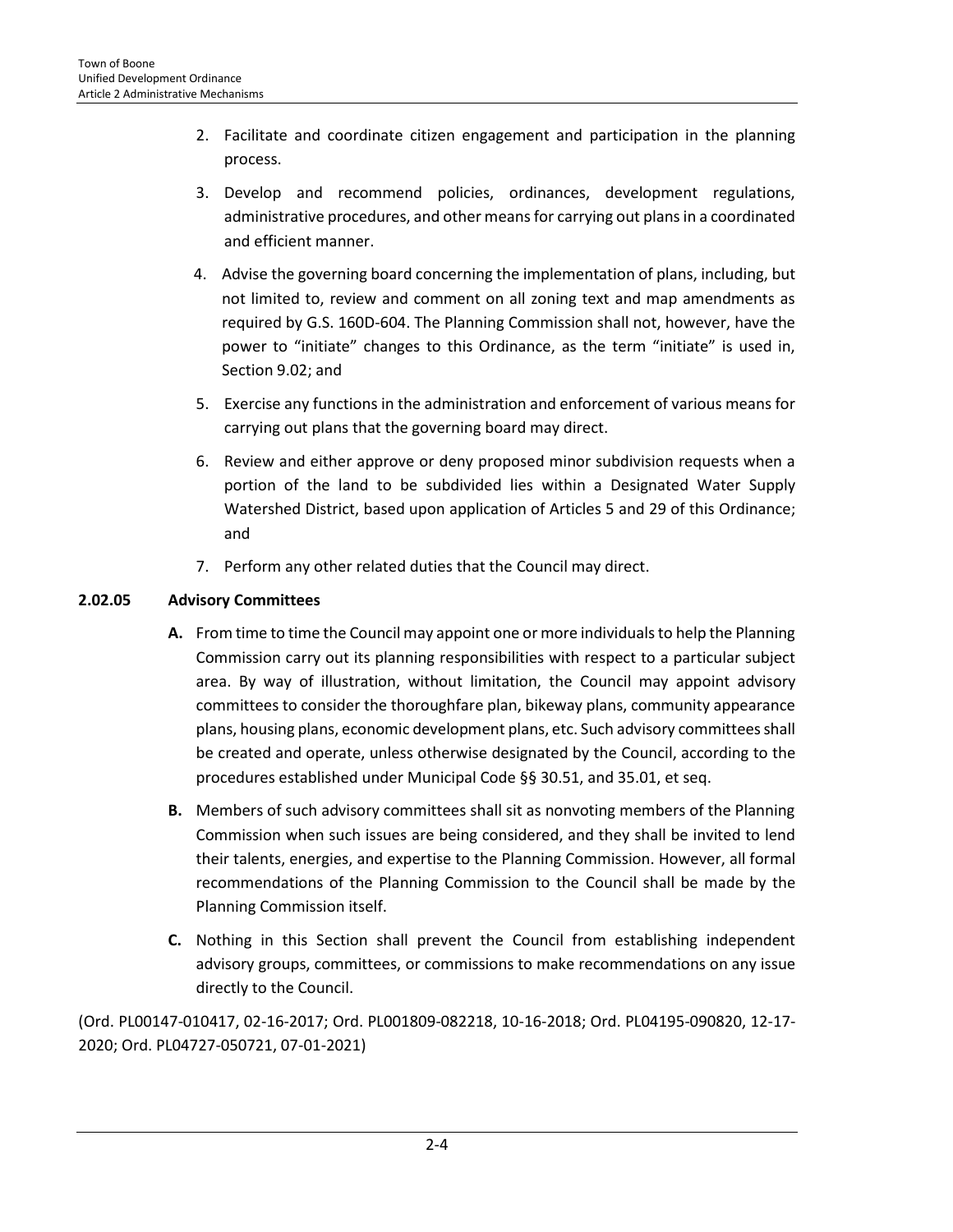2. Facilitate and coordinate citizen engagement and participation in the planning process.

3. Develop and recommend policies, ordinances, development regulations, administrative procedures, and other means for carrying out plans in a coordinated and efficient manner.

4. Advise the governing board concerning the implementation of plans, including, but not limited to, review and comment on all zoning text and map amendments as required by G.S. 160D-604. The Planning Commission shall not, however, have the power to "initiate" changes to this Ordinance, as the term "initiate" is used in, Section 9.02; and

5. Exercise any functions in the administration and enforcement of various means for carrying out plans that the governing board may direct.

6. Review and either approve or deny proposed minor subdivision requests when a portion of the land to be subdivided lies within a Designated Water Supply Watershed District, based upon application of Articles 5 and 29 of this Ordinance; and

7. Perform any other related duties that the Council may direct.

**2.02.05 Advisory Committees**

**A.** From time to time the Council may appoint one or more individuals to help the Planning Commission carry out its planning responsibilities with respect to a particular subject area. By way of illustration, without limitation, the Council may appoint advisory committees to consider the thoroughfare plan, bikeway plans, community appearance plans, housing plans, economic development plans, etc. Such advisory committees shall be created and operate, unless otherwise designated by the Council, according to the procedures established under Municipal Code §§ 30.51, and 35.01, et seq.

**B.** Members of such advisory committees shall sit as nonvoting members of the Planning Commission when such issues are being considered, and they shall be invited to lend their talents, energies, and expertise to the Planning Commission. However, all formal recommendations of the Planning Commission to the Council shall be made by the Planning Commission itself.

**C.** Nothing in this Section shall prevent the Council from establishing independent advisory groups, committees, or commissions to make recommendations on any issue directly to the Council.

(Ord. PL00147-010417, 02-16-2017; Ord. PL001809-082218, 10-16-2018; Ord. PL04195-090820, 12-17-2020; Ord. PL04727-050721, 07-01-2021)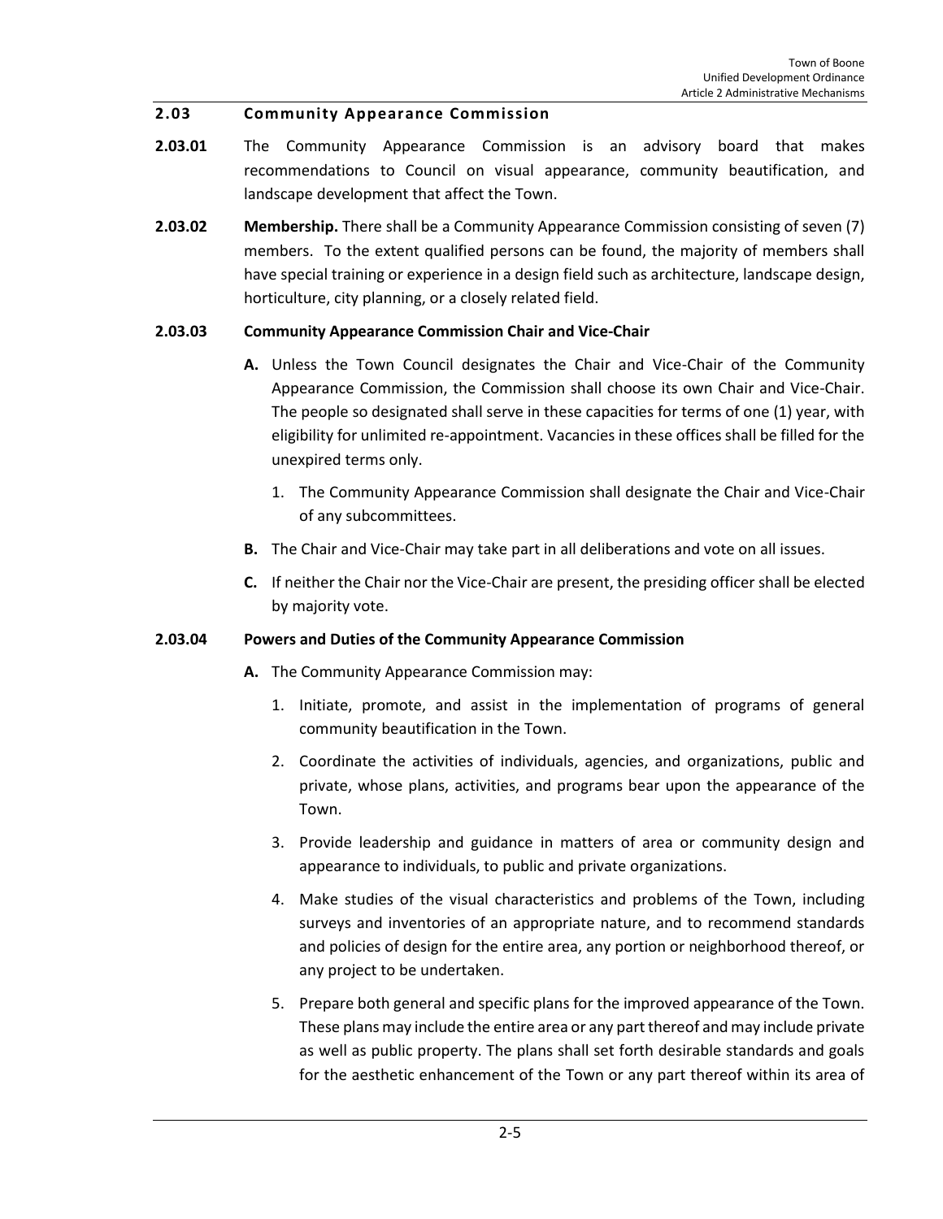## 2.03 Community Appearance Commission

**2.03.01** The Community Appearance Commission is an advisory board that makes recommendations to Council on visual appearance, community beautification, and landscape development that affect the Town.

**2.03.02** **Membership.** There shall be a Community Appearance Commission consisting of seven (7) members. To the extent qualified persons can be found, the majority of members shall have special training or experience in a design field such as architecture, landscape design, horticulture, city planning, or a closely related field.

**2.03.03** **Community Appearance Commission Chair and Vice-Chair**

- **A.** Unless the Town Council designates the Chair and Vice-Chair of the Community Appearance Commission, the Commission shall choose its own Chair and Vice-Chair. The people so designated shall serve in these capacities for terms of one (1) year, with eligibility for unlimited re-appointment. Vacancies in these offices shall be filled for the unexpired terms only.
  1. The Community Appearance Commission shall designate the Chair and Vice-Chair of any subcommittees.
- **B.** The Chair and Vice-Chair may take part in all deliberations and vote on all issues.
- **C.** If neither the Chair nor the Vice-Chair are present, the presiding officer shall be elected by majority vote.

**2.03.04** **Powers and Duties of the Community Appearance Commission**

- **A.** The Community Appearance Commission may:
  1. Initiate, promote, and assist in the implementation of programs of general community beautification in the Town.
  2. Coordinate the activities of individuals, agencies, and organizations, public and private, whose plans, activities, and programs bear upon the appearance of the Town.
  3. Provide leadership and guidance in matters of area or community design and appearance to individuals, to public and private organizations.
  4. Make studies of the visual characteristics and problems of the Town, including surveys and inventories of an appropriate nature, and to recommend standards and policies of design for the entire area, any portion or neighborhood thereof, or any project to be undertaken.
  5. Prepare both general and specific plans for the improved appearance of the Town. These plans may include the entire area or any part thereof and may include private as well as public property. The plans shall set forth desirable standards and goals for the aesthetic enhancement of the Town or any part thereof within its area of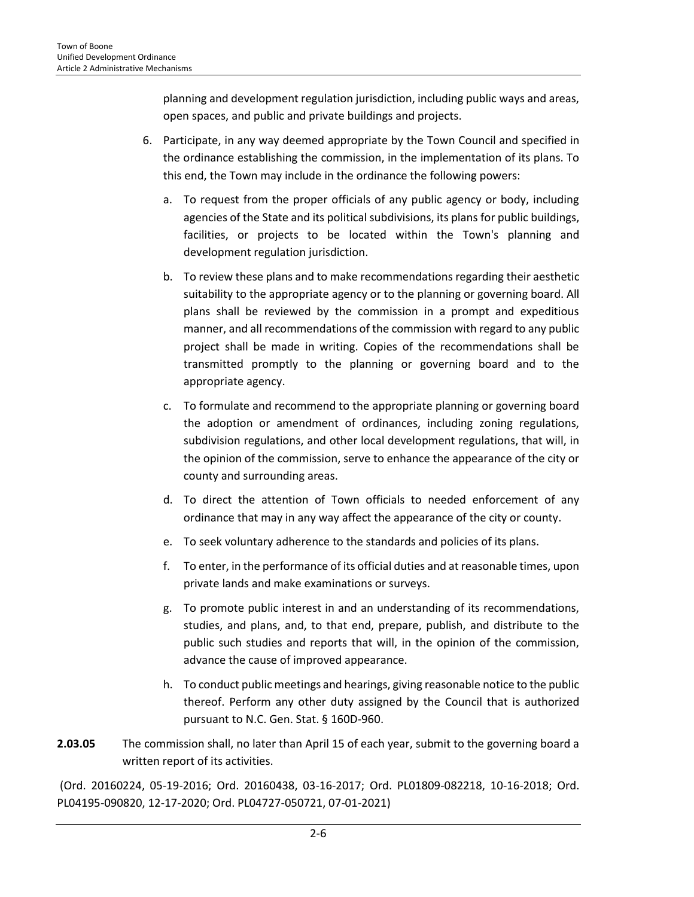planning and development regulation jurisdiction, including public ways and areas, open spaces, and public and private buildings and projects.

6. Participate, in any way deemed appropriate by the Town Council and specified in the ordinance establishing the commission, in the implementation of its plans. To this end, the Town may include in the ordinance the following powers:

   a. To request from the proper officials of any public agency or body, including agencies of the State and its political subdivisions, its plans for public buildings, facilities, or projects to be located within the Town's planning and development regulation jurisdiction.

   b. To review these plans and to make recommendations regarding their aesthetic suitability to the appropriate agency or to the planning or governing board. All plans shall be reviewed by the commission in a prompt and expeditious manner, and all recommendations of the commission with regard to any public project shall be made in writing. Copies of the recommendations shall be transmitted promptly to the planning or governing board and to the appropriate agency.

   c. To formulate and recommend to the appropriate planning or governing board the adoption or amendment of ordinances, including zoning regulations, subdivision regulations, and other local development regulations, that will, in the opinion of the commission, serve to enhance the appearance of the city or county and surrounding areas.

   d. To direct the attention of Town officials to needed enforcement of any ordinance that may in any way affect the appearance of the city or county.

   e. To seek voluntary adherence to the standards and policies of its plans.

   f. To enter, in the performance of its official duties and at reasonable times, upon private lands and make examinations or surveys.

   g. To promote public interest in and an understanding of its recommendations, studies, and plans, and, to that end, prepare, publish, and distribute to the public such studies and reports that will, in the opinion of the commission, advance the cause of improved appearance.

   h. To conduct public meetings and hearings, giving reasonable notice to the public thereof. Perform any other duty assigned by the Council that is authorized pursuant to N.C. Gen. Stat. § 160D-960.

**2.03.05** The commission shall, no later than April 15 of each year, submit to the governing board a written report of its activities.

(Ord. 20160224, 05-19-2016; Ord. 20160438, 03-16-2017; Ord. PL01809-082218, 10-16-2018; Ord. PL04195-090820, 12-17-2020; Ord. PL04727-050721, 07-01-2021)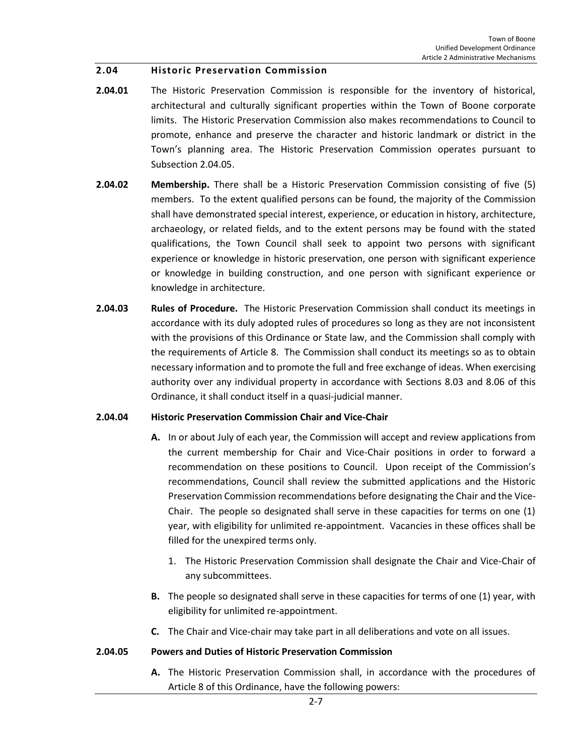## 2.04 Historic Preservation Commission

**2.04.01** The Historic Preservation Commission is responsible for the inventory of historical, architectural and culturally significant properties within the Town of Boone corporate limits. The Historic Preservation Commission also makes recommendations to Council to promote, enhance and preserve the character and historic landmark or district in the Town's planning area. The Historic Preservation Commission operates pursuant to Subsection 2.04.05.

**2.04.02** **Membership.** There shall be a Historic Preservation Commission consisting of five (5) members. To the extent qualified persons can be found, the majority of the Commission shall have demonstrated special interest, experience, or education in history, architecture, archaeology, or related fields, and to the extent persons may be found with the stated qualifications, the Town Council shall seek to appoint two persons with significant experience or knowledge in historic preservation, one person with significant experience or knowledge in building construction, and one person with significant experience or knowledge in architecture.

**2.04.03** **Rules of Procedure.** The Historic Preservation Commission shall conduct its meetings in accordance with its duly adopted rules of procedures so long as they are not inconsistent with the provisions of this Ordinance or State law, and the Commission shall comply with the requirements of Article 8. The Commission shall conduct its meetings so as to obtain necessary information and to promote the full and free exchange of ideas. When exercising authority over any individual property in accordance with Sections 8.03 and 8.06 of this Ordinance, it shall conduct itself in a quasi-judicial manner.

**2.04.04 Historic Preservation Commission Chair and Vice-Chair**

**A.** In or about July of each year, the Commission will accept and review applications from the current membership for Chair and Vice-Chair positions in order to forward a recommendation on these positions to Council. Upon receipt of the Commission's recommendations, Council shall review the submitted applications and the Historic Preservation Commission recommendations before designating the Chair and the Vice-Chair. The people so designated shall serve in these capacities for terms on one (1) year, with eligibility for unlimited re-appointment. Vacancies in these offices shall be filled for the unexpired terms only.

1. The Historic Preservation Commission shall designate the Chair and Vice-Chair of any subcommittees.

**B.** The people so designated shall serve in these capacities for terms of one (1) year, with eligibility for unlimited re-appointment.

**C.** The Chair and Vice-chair may take part in all deliberations and vote on all issues.

**2.04.05 Powers and Duties of Historic Preservation Commission**

**A.** The Historic Preservation Commission shall, in accordance with the procedures of Article 8 of this Ordinance, have the following powers: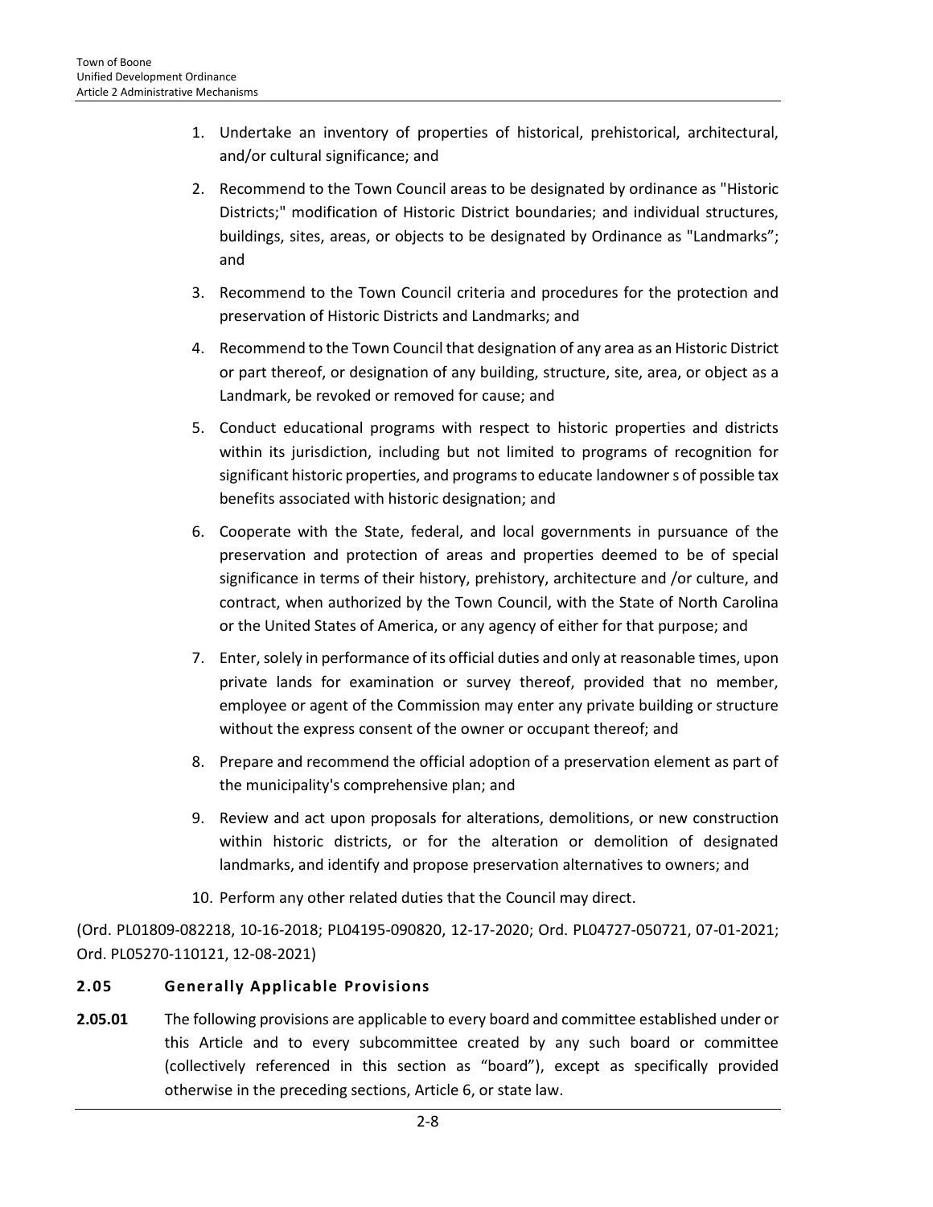1. Undertake an inventory of properties of historical, prehistorical, architectural, and/or cultural significance; and

2. Recommend to the Town Council areas to be designated by ordinance as "Historic Districts;" modification of Historic District boundaries; and individual structures, buildings, sites, areas, or objects to be designated by Ordinance as "Landmarks"; and

3. Recommend to the Town Council criteria and procedures for the protection and preservation of Historic Districts and Landmarks; and

4. Recommend to the Town Council that designation of any area as an Historic District or part thereof, or designation of any building, structure, site, area, or object as a Landmark, be revoked or removed for cause; and

5. Conduct educational programs with respect to historic properties and districts within its jurisdiction, including but not limited to programs of recognition for significant historic properties, and programs to educate landowner s of possible tax benefits associated with historic designation; and

6. Cooperate with the State, federal, and local governments in pursuance of the preservation and protection of areas and properties deemed to be of special significance in terms of their history, prehistory, architecture and /or culture, and contract, when authorized by the Town Council, with the State of North Carolina or the United States of America, or any agency of either for that purpose; and

7. Enter, solely in performance of its official duties and only at reasonable times, upon private lands for examination or survey thereof, provided that no member, employee or agent of the Commission may enter any private building or structure without the express consent of the owner or occupant thereof; and

8. Prepare and recommend the official adoption of a preservation element as part of the municipality's comprehensive plan; and

9. Review and act upon proposals for alterations, demolitions, or new construction within historic districts, or for the alteration or demolition of designated landmarks, and identify and propose preservation alternatives to owners; and

10. Perform any other related duties that the Council may direct.

(Ord. PL01809-082218, 10-16-2018; PL04195-090820, 12-17-2020; Ord. PL04727-050721, 07-01-2021; Ord. PL05270-110121, 12-08-2021)

## 2.05 Generally Applicable Provisions

**2.05.01** The following provisions are applicable to every board and committee established under or this Article and to every subcommittee created by any such board or committee (collectively referenced in this section as "board"), except as specifically provided otherwise in the preceding sections, Article 6, or state law.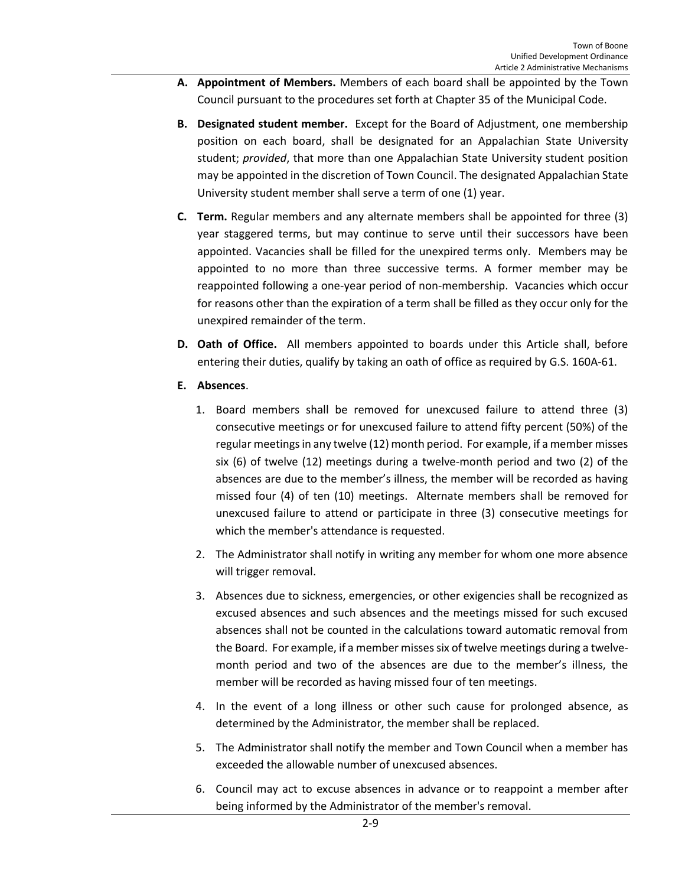**A. Appointment of Members.** Members of each board shall be appointed by the Town Council pursuant to the procedures set forth at Chapter 35 of the Municipal Code.

**B. Designated student member.** Except for the Board of Adjustment, one membership position on each board, shall be designated for an Appalachian State University student; *provided*, that more than one Appalachian State University student position may be appointed in the discretion of Town Council. The designated Appalachian State University student member shall serve a term of one (1) year.

**C. Term.** Regular members and any alternate members shall be appointed for three (3) year staggered terms, but may continue to serve until their successors have been appointed. Vacancies shall be filled for the unexpired terms only. Members may be appointed to no more than three successive terms. A former member may be reappointed following a one-year period of non-membership. Vacancies which occur for reasons other than the expiration of a term shall be filled as they occur only for the unexpired remainder of the term.

**D. Oath of Office.** All members appointed to boards under this Article shall, before entering their duties, qualify by taking an oath of office as required by G.S. 160A-61.

**E. Absences**.

1. Board members shall be removed for unexcused failure to attend three (3) consecutive meetings or for unexcused failure to attend fifty percent (50%) of the regular meetings in any twelve (12) month period. For example, if a member misses six (6) of twelve (12) meetings during a twelve-month period and two (2) of the absences are due to the member's illness, the member will be recorded as having missed four (4) of ten (10) meetings. Alternate members shall be removed for unexcused failure to attend or participate in three (3) consecutive meetings for which the member's attendance is requested.
2. The Administrator shall notify in writing any member for whom one more absence will trigger removal.
3. Absences due to sickness, emergencies, or other exigencies shall be recognized as excused absences and such absences and the meetings missed for such excused absences shall not be counted in the calculations toward automatic removal from the Board. For example, if a member misses six of twelve meetings during a twelve-month period and two of the absences are due to the member's illness, the member will be recorded as having missed four of ten meetings.
4. In the event of a long illness or other such cause for prolonged absence, as determined by the Administrator, the member shall be replaced.
5. The Administrator shall notify the member and Town Council when a member has exceeded the allowable number of unexcused absences.
6. Council may act to excuse absences in advance or to reappoint a member after being informed by the Administrator of the member's removal.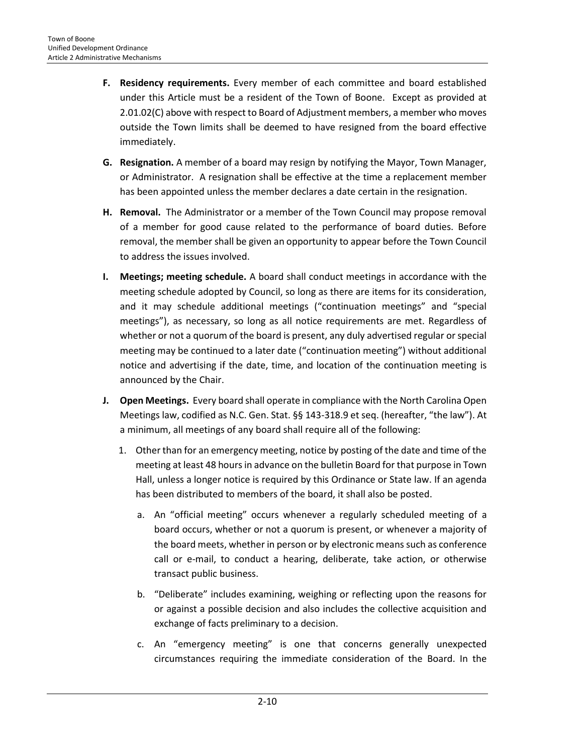**F. Residency requirements.** Every member of each committee and board established under this Article must be a resident of the Town of Boone. Except as provided at 2.01.02(C) above with respect to Board of Adjustment members, a member who moves outside the Town limits shall be deemed to have resigned from the board effective immediately.

**G. Resignation.** A member of a board may resign by notifying the Mayor, Town Manager, or Administrator. A resignation shall be effective at the time a replacement member has been appointed unless the member declares a date certain in the resignation.

**H. Removal.** The Administrator or a member of the Town Council may propose removal of a member for good cause related to the performance of board duties. Before removal, the member shall be given an opportunity to appear before the Town Council to address the issues involved.

**I. Meetings; meeting schedule.** A board shall conduct meetings in accordance with the meeting schedule adopted by Council, so long as there are items for its consideration, and it may schedule additional meetings ("continuation meetings" and "special meetings"), as necessary, so long as all notice requirements are met. Regardless of whether or not a quorum of the board is present, any duly advertised regular or special meeting may be continued to a later date ("continuation meeting") without additional notice and advertising if the date, time, and location of the continuation meeting is announced by the Chair.

**J. Open Meetings.** Every board shall operate in compliance with the North Carolina Open Meetings law, codified as N.C. Gen. Stat. §§ 143-318.9 et seq. (hereafter, "the law"). At a minimum, all meetings of any board shall require all of the following:

1. Other than for an emergency meeting, notice by posting of the date and time of the meeting at least 48 hours in advance on the bulletin Board for that purpose in Town Hall, unless a longer notice is required by this Ordinance or State law. If an agenda has been distributed to members of the board, it shall also be posted.

   a. An "official meeting" occurs whenever a regularly scheduled meeting of a board occurs, whether or not a quorum is present, or whenever a majority of the board meets, whether in person or by electronic means such as conference call or e-mail, to conduct a hearing, deliberate, take action, or otherwise transact public business.

   b. "Deliberate" includes examining, weighing or reflecting upon the reasons for or against a possible decision and also includes the collective acquisition and exchange of facts preliminary to a decision.

   c. An "emergency meeting" is one that concerns generally unexpected circumstances requiring the immediate consideration of the Board. In the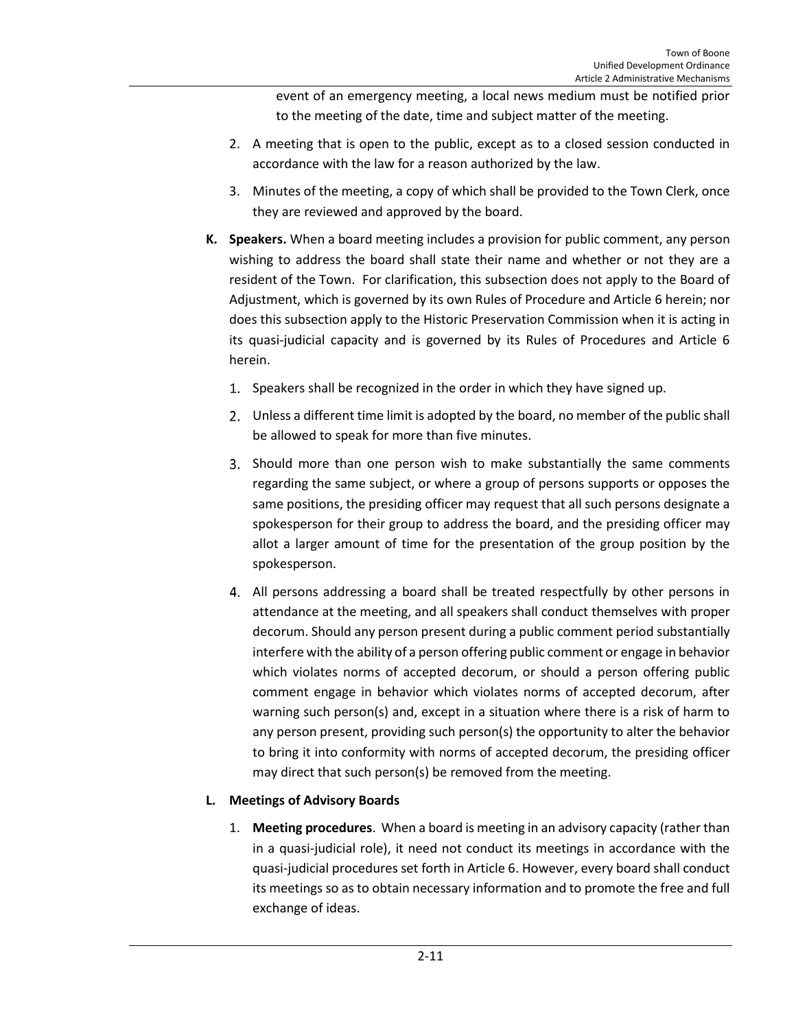event of an emergency meeting, a local news medium must be notified prior to the meeting of the date, time and subject matter of the meeting.

2. A meeting that is open to the public, except as to a closed session conducted in accordance with the law for a reason authorized by the law.
3. Minutes of the meeting, a copy of which shall be provided to the Town Clerk, once they are reviewed and approved by the board.

**K. Speakers.** When a board meeting includes a provision for public comment, any person wishing to address the board shall state their name and whether or not they are a resident of the Town. For clarification, this subsection does not apply to the Board of Adjustment, which is governed by its own Rules of Procedure and Article 6 herein; nor does this subsection apply to the Historic Preservation Commission when it is acting in its quasi-judicial capacity and is governed by its Rules of Procedures and Article 6 herein.

1. Speakers shall be recognized in the order in which they have signed up.
2. Unless a different time limit is adopted by the board, no member of the public shall be allowed to speak for more than five minutes.
3. Should more than one person wish to make substantially the same comments regarding the same subject, or where a group of persons supports or opposes the same positions, the presiding officer may request that all such persons designate a spokesperson for their group to address the board, and the presiding officer may allot a larger amount of time for the presentation of the group position by the spokesperson.
4. All persons addressing a board shall be treated respectfully by other persons in attendance at the meeting, and all speakers shall conduct themselves with proper decorum. Should any person present during a public comment period substantially interfere with the ability of a person offering public comment or engage in behavior which violates norms of accepted decorum, or should a person offering public comment engage in behavior which violates norms of accepted decorum, after warning such person(s) and, except in a situation where there is a risk of harm to any person present, providing such person(s) the opportunity to alter the behavior to bring it into conformity with norms of accepted decorum, the presiding officer may direct that such person(s) be removed from the meeting.

**L. Meetings of Advisory Boards**

1. **Meeting procedures**. When a board is meeting in an advisory capacity (rather than in a quasi-judicial role), it need not conduct its meetings in accordance with the quasi-judicial procedures set forth in Article 6. However, every board shall conduct its meetings so as to obtain necessary information and to promote the free and full exchange of ideas.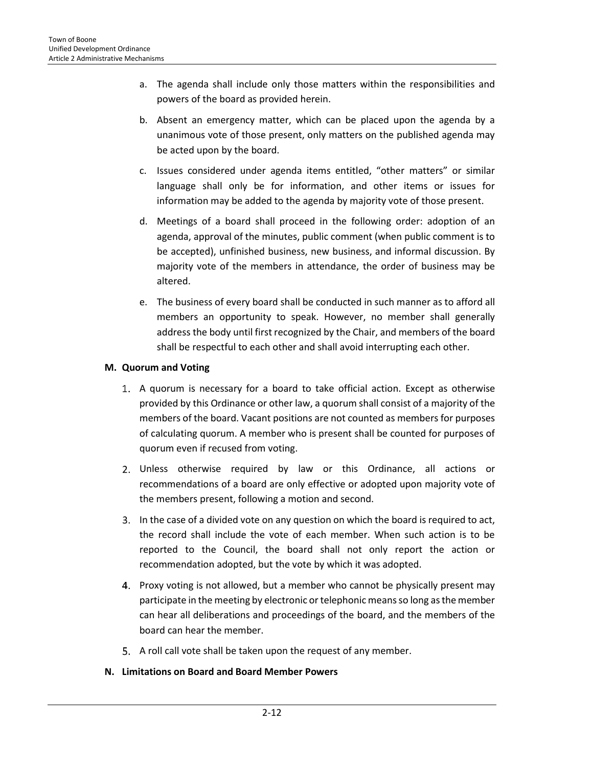a. The agenda shall include only those matters within the responsibilities and powers of the board as provided herein.

b. Absent an emergency matter, which can be placed upon the agenda by a unanimous vote of those present, only matters on the published agenda may be acted upon by the board.

c. Issues considered under agenda items entitled, "other matters" or similar language shall only be for information, and other items or issues for information may be added to the agenda by majority vote of those present.

d. Meetings of a board shall proceed in the following order: adoption of an agenda, approval of the minutes, public comment (when public comment is to be accepted), unfinished business, new business, and informal discussion. By majority vote of the members in attendance, the order of business may be altered.

e. The business of every board shall be conducted in such manner as to afford all members an opportunity to speak. However, no member shall generally address the body until first recognized by the Chair, and members of the board shall be respectful to each other and shall avoid interrupting each other.

### M. Quorum and Voting

1. A quorum is necessary for a board to take official action. Except as otherwise provided by this Ordinance or other law, a quorum shall consist of a majority of the members of the board. Vacant positions are not counted as members for purposes of calculating quorum. A member who is present shall be counted for purposes of quorum even if recused from voting.

2. Unless otherwise required by law or this Ordinance, all actions or recommendations of a board are only effective or adopted upon majority vote of the members present, following a motion and second.

3. In the case of a divided vote on any question on which the board is required to act, the record shall include the vote of each member. When such action is to be reported to the Council, the board shall not only report the action or recommendation adopted, but the vote by which it was adopted.

4. Proxy voting is not allowed, but a member who cannot be physically present may participate in the meeting by electronic or telephonic means so long as the member can hear all deliberations and proceedings of the board, and the members of the board can hear the member.

5. A roll call vote shall be taken upon the request of any member.

### N. Limitations on Board and Board Member Powers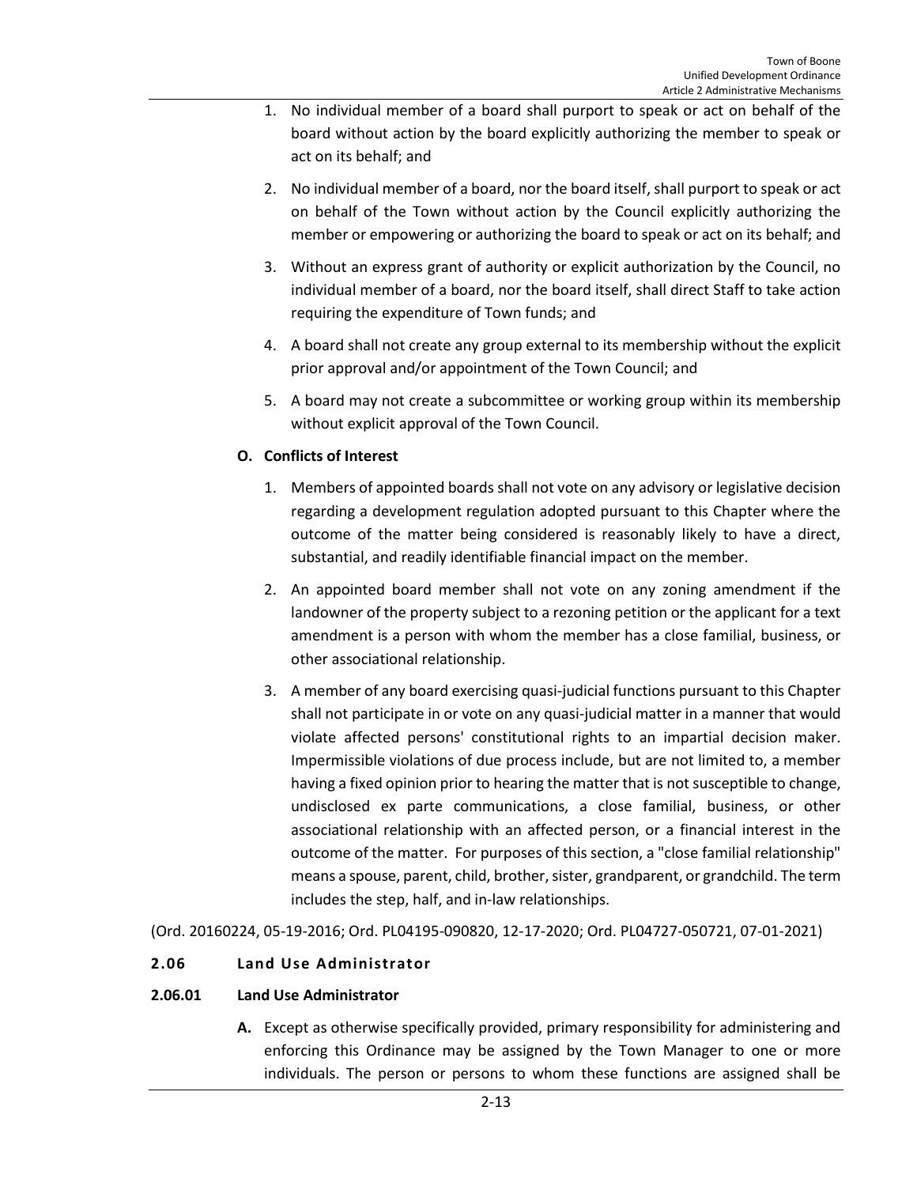1. No individual member of a board shall purport to speak or act on behalf of the board without action by the board explicitly authorizing the member to speak or act on its behalf; and

2. No individual member of a board, nor the board itself, shall purport to speak or act on behalf of the Town without action by the Council explicitly authorizing the member or empowering or authorizing the board to speak or act on its behalf; and

3. Without an express grant of authority or explicit authorization by the Council, no individual member of a board, nor the board itself, shall direct Staff to take action requiring the expenditure of Town funds; and

4. A board shall not create any group external to its membership without the explicit prior approval and/or appointment of the Town Council; and

5. A board may not create a subcommittee or working group within its membership without explicit approval of the Town Council.

**O. Conflicts of Interest**

1. Members of appointed boards shall not vote on any advisory or legislative decision regarding a development regulation adopted pursuant to this Chapter where the outcome of the matter being considered is reasonably likely to have a direct, substantial, and readily identifiable financial impact on the member.

2. An appointed board member shall not vote on any zoning amendment if the landowner of the property subject to a rezoning petition or the applicant for a text amendment is a person with whom the member has a close familial, business, or other associational relationship.

3. A member of any board exercising quasi-judicial functions pursuant to this Chapter shall not participate in or vote on any quasi-judicial matter in a manner that would violate affected persons' constitutional rights to an impartial decision maker. Impermissible violations of due process include, but are not limited to, a member having a fixed opinion prior to hearing the matter that is not susceptible to change, undisclosed ex parte communications, a close familial, business, or other associational relationship with an affected person, or a financial interest in the outcome of the matter. For purposes of this section, a "close familial relationship" means a spouse, parent, child, brother, sister, grandparent, or grandchild. The term includes the step, half, and in-law relationships.

(Ord. 20160224, 05-19-2016; Ord. PL04195-090820, 12-17-2020; Ord. PL04727-050721, 07-01-2021)

## 2.06 Land Use Administrator

### 2.06.01 Land Use Administrator

**A.** Except as otherwise specifically provided, primary responsibility for administering and enforcing this Ordinance may be assigned by the Town Manager to one or more individuals. The person or persons to whom these functions are assigned shall be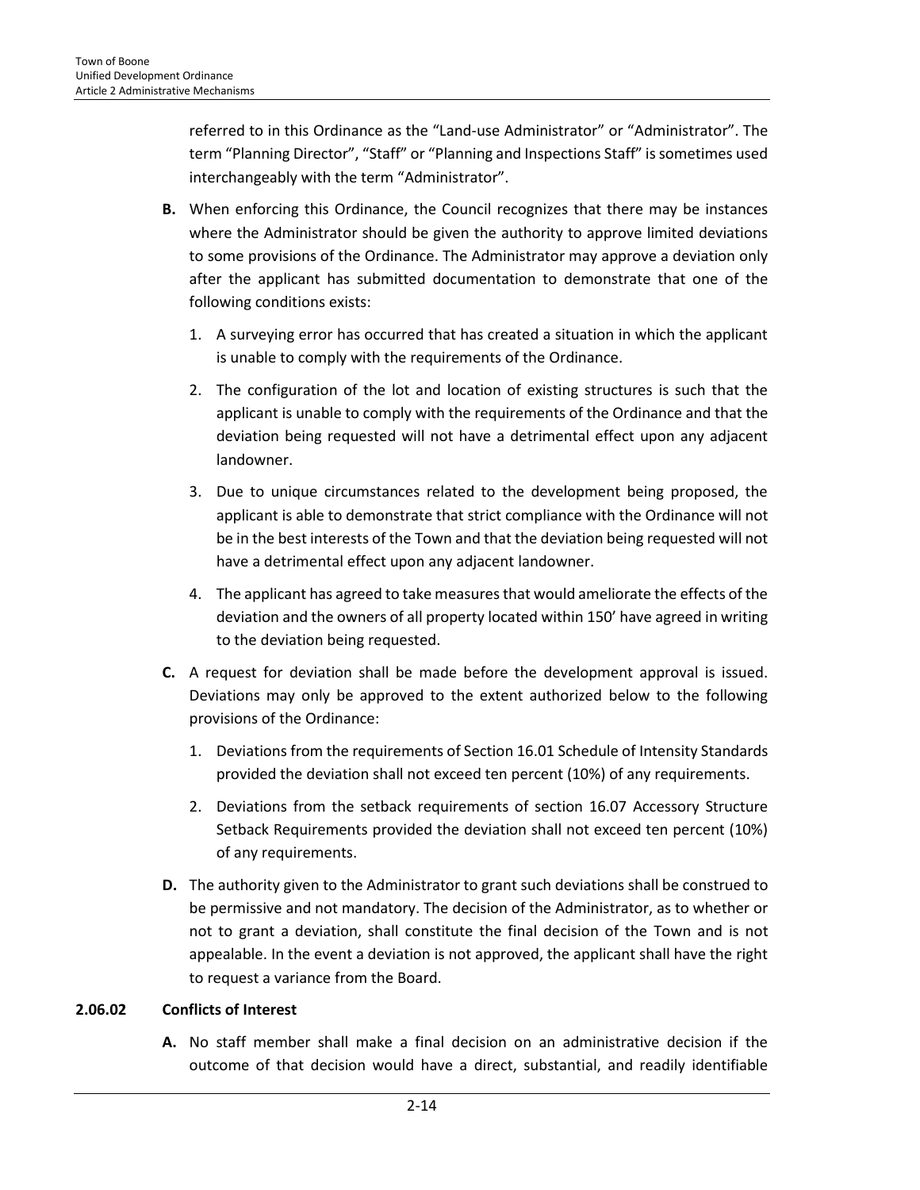referred to in this Ordinance as the "Land-use Administrator" or "Administrator". The term "Planning Director", "Staff" or "Planning and Inspections Staff" is sometimes used interchangeably with the term "Administrator".

**B.** When enforcing this Ordinance, the Council recognizes that there may be instances where the Administrator should be given the authority to approve limited deviations to some provisions of the Ordinance. The Administrator may approve a deviation only after the applicant has submitted documentation to demonstrate that one of the following conditions exists:

1. A surveying error has occurred that has created a situation in which the applicant is unable to comply with the requirements of the Ordinance.
2. The configuration of the lot and location of existing structures is such that the applicant is unable to comply with the requirements of the Ordinance and that the deviation being requested will not have a detrimental effect upon any adjacent landowner.
3. Due to unique circumstances related to the development being proposed, the applicant is able to demonstrate that strict compliance with the Ordinance will not be in the best interests of the Town and that the deviation being requested will not have a detrimental effect upon any adjacent landowner.
4. The applicant has agreed to take measures that would ameliorate the effects of the deviation and the owners of all property located within 150' have agreed in writing to the deviation being requested.

**C.** A request for deviation shall be made before the development approval is issued. Deviations may only be approved to the extent authorized below to the following provisions of the Ordinance:

1. Deviations from the requirements of Section 16.01 Schedule of Intensity Standards provided the deviation shall not exceed ten percent (10%) of any requirements.
2. Deviations from the setback requirements of section 16.07 Accessory Structure Setback Requirements provided the deviation shall not exceed ten percent (10%) of any requirements.

**D.** The authority given to the Administrator to grant such deviations shall be construed to be permissive and not mandatory. The decision of the Administrator, as to whether or not to grant a deviation, shall constitute the final decision of the Town and is not appealable. In the event a deviation is not approved, the applicant shall have the right to request a variance from the Board.

### 2.06.02 Conflicts of Interest

**A.** No staff member shall make a final decision on an administrative decision if the outcome of that decision would have a direct, substantial, and readily identifiable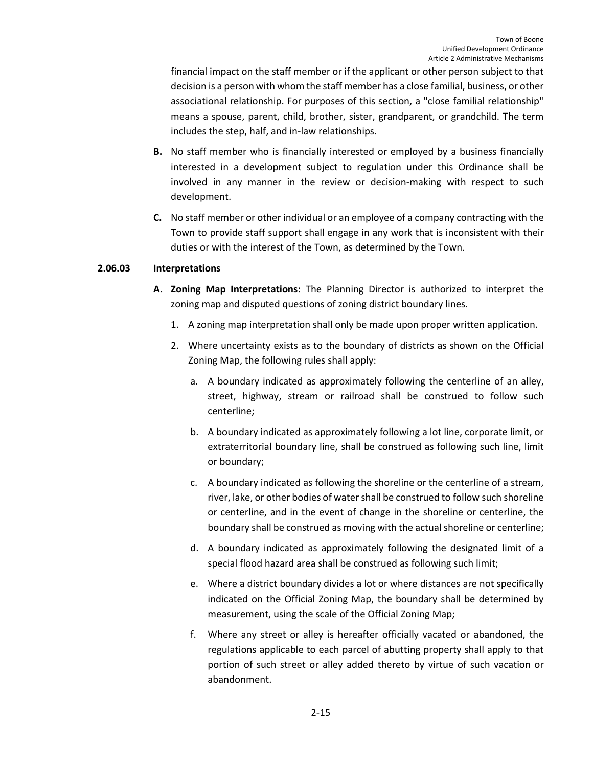financial impact on the staff member or if the applicant or other person subject to that decision is a person with whom the staff member has a close familial, business, or other associational relationship. For purposes of this section, a "close familial relationship" means a spouse, parent, child, brother, sister, grandparent, or grandchild. The term includes the step, half, and in-law relationships.

**B.** No staff member who is financially interested or employed by a business financially interested in a development subject to regulation under this Ordinance shall be involved in any manner in the review or decision-making with respect to such development.

**C.** No staff member or other individual or an employee of a company contracting with the Town to provide staff support shall engage in any work that is inconsistent with their duties or with the interest of the Town, as determined by the Town.

### 2.06.03 Interpretations

**A. Zoning Map Interpretations:** The Planning Director is authorized to interpret the zoning map and disputed questions of zoning district boundary lines.

1. A zoning map interpretation shall only be made upon proper written application.
2. Where uncertainty exists as to the boundary of districts as shown on the Official Zoning Map, the following rules shall apply:
   a. A boundary indicated as approximately following the centerline of an alley, street, highway, stream or railroad shall be construed to follow such centerline;
   
   b. A boundary indicated as approximately following a lot line, corporate limit, or extraterritorial boundary line, shall be construed as following such line, limit or boundary;
   
   c. A boundary indicated as following the shoreline or the centerline of a stream, river, lake, or other bodies of water shall be construed to follow such shoreline or centerline, and in the event of change in the shoreline or centerline, the boundary shall be construed as moving with the actual shoreline or centerline;
   
   d. A boundary indicated as approximately following the designated limit of a special flood hazard area shall be construed as following such limit;
   
   e. Where a district boundary divides a lot or where distances are not specifically indicated on the Official Zoning Map, the boundary shall be determined by measurement, using the scale of the Official Zoning Map;
   
   f. Where any street or alley is hereafter officially vacated or abandoned, the regulations applicable to each parcel of abutting property shall apply to that portion of such street or alley added thereto by virtue of such vacation or abandonment.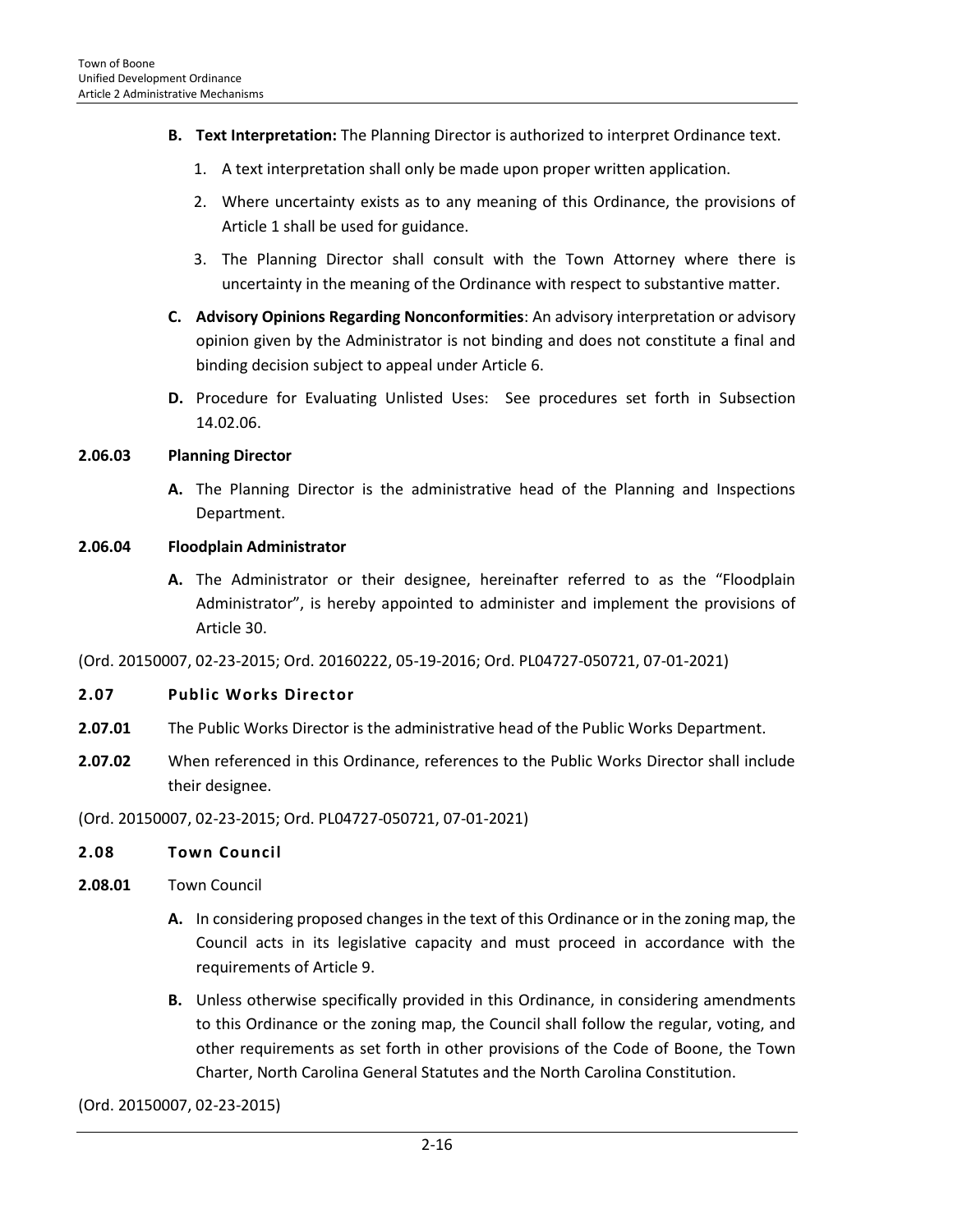- **B. Text Interpretation:** The Planning Director is authorized to interpret Ordinance text.
  1. A text interpretation shall only be made upon proper written application.
  2. Where uncertainty exists as to any meaning of this Ordinance, the provisions of Article 1 shall be used for guidance.
  3. The Planning Director shall consult with the Town Attorney where there is uncertainty in the meaning of the Ordinance with respect to substantive matter.
- **C. Advisory Opinions Regarding Nonconformities**: An advisory interpretation or advisory opinion given by the Administrator is not binding and does not constitute a final and binding decision subject to appeal under Article 6.
- **D.** Procedure for Evaluating Unlisted Uses: See procedures set forth in Subsection 14.02.06.

**2.06.03 Planning Director**

- **A.** The Planning Director is the administrative head of the Planning and Inspections Department.

**2.06.04 Floodplain Administrator**

- **A.** The Administrator or their designee, hereinafter referred to as the "Floodplain Administrator", is hereby appointed to administer and implement the provisions of Article 30.

(Ord. 20150007, 02-23-2015; Ord. 20160222, 05-19-2016; Ord. PL04727-050721, 07-01-2021)

## 2.07 Public Works Director

**2.07.01** The Public Works Director is the administrative head of the Public Works Department.

**2.07.02** When referenced in this Ordinance, references to the Public Works Director shall include their designee.

(Ord. 20150007, 02-23-2015; Ord. PL04727-050721, 07-01-2021)

## 2.08 Town Council

**2.08.01** Town Council

- **A.** In considering proposed changes in the text of this Ordinance or in the zoning map, the Council acts in its legislative capacity and must proceed in accordance with the requirements of Article 9.
- **B.** Unless otherwise specifically provided in this Ordinance, in considering amendments to this Ordinance or the zoning map, the Council shall follow the regular, voting, and other requirements as set forth in other provisions of the Code of Boone, the Town Charter, North Carolina General Statutes and the North Carolina Constitution.

(Ord. 20150007, 02-23-2015)